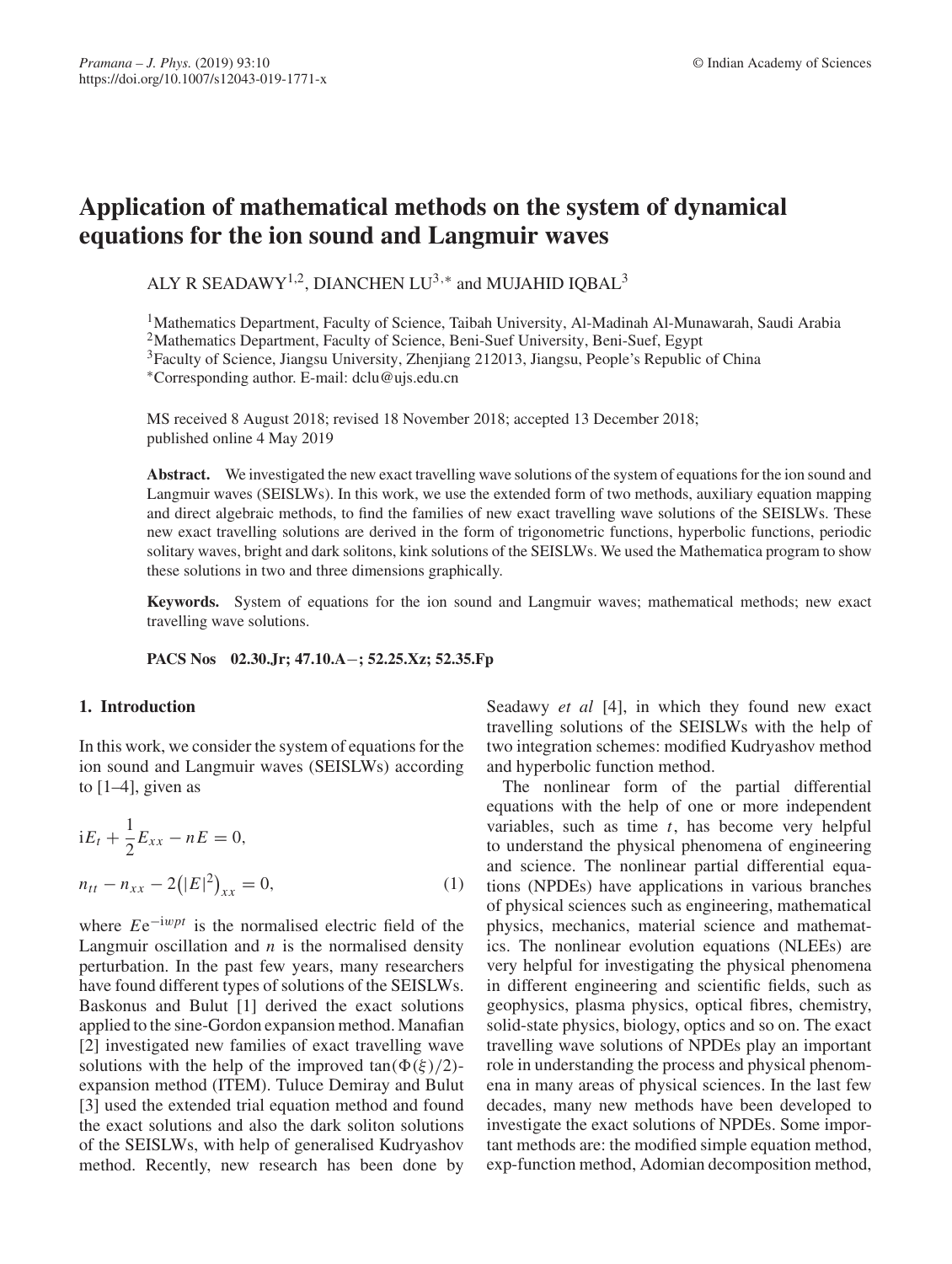# Application of mathematical methods on the system of dynamical equations for the ion sound and Langmuir waves

ALY R SEADAWY[1,2], DIANCHEN LU[3,*] and MUJAHID IQBAL[3]

[1]Mathematics Department, Faculty of Science, Taibah University, Al-Madinah Al-Munawarah, Saudi Arabia
[2]Mathematics Department, Faculty of Science, Beni-Suef University, Beni-Suef, Egypt
[3]Faculty of Science, Jiangsu University, Zhenjiang 212013, Jiangsu, People's Republic of China
[*]Corresponding author. E-mail: dclu@ujs.edu.cn

MS received 8 August 2018; revised 18 November 2018; accepted 13 December 2018; published online 4 May 2019

**Abstract.** We investigated the new exact travelling wave solutions of the system of equations for the ion sound and Langmuir waves (SEISLWs). In this work, we use the extended form of two methods, auxiliary equation mapping and direct algebraic methods, to find the families of new exact travelling wave solutions of the SEISLWs. These new exact travelling solutions are derived in the form of trigonometric functions, hyperbolic functions, periodic solitary waves, bright and dark solitons, kink solutions of the SEISLWs. We used the Mathematica program to show these solutions in two and three dimensions graphically.

**Keywords.** System of equations for the ion sound and Langmuir waves; mathematical methods; new exact travelling wave solutions.

**PACS Nos** 02.30.Jr; 47.10.A−; 52.25.Xz; 52.35.Fp

## 1. Introduction

In this work, we consider the system of equations for the ion sound and Langmuir waves (SEISLWs) according to [1–4], given as

$$
\begin{aligned}
&\mathrm{i}E_t + \frac{1}{2}E_{xx} - nE = 0,\\
&n_{tt} - n_{xx} - 2\left(|E|^2\right)_{xx} = 0,
\end{aligned} \tag{1}
$$

where $E\mathrm{e}^{-\mathrm{i}wpt}$ is the normalised electric field of the Langmuir oscillation and $n$ is the normalised density perturbation. In the past few years, many researchers have found different types of solutions of the SEISLWs. Baskonus and Bulut [1] derived the exact solutions applied to the sine-Gordon expansion method. Manafian [2] investigated new families of exact travelling wave solutions with the help of the improved $\tan(\Phi(\xi)/2)$-expansion method (ITEM). Tuluce Demiray and Bulut [3] used the extended trial equation method and found the exact solutions and also the dark soliton solutions of the SEISLWs, with help of generalised Kudryashov method. Recently, new research has been done by Seadawy *et al* [4], in which they found new exact travelling solutions of the SEISLWs with the help of two integration schemes: modified Kudryashov method and hyperbolic function method.

The nonlinear form of the partial differential equations with the help of one or more independent variables, such as time $t$, has become very helpful to understand the physical phenomena of engineering and science. The nonlinear partial differential equations (NPDEs) have applications in various branches of physical sciences such as engineering, mathematical physics, mechanics, material science and mathematics. The nonlinear evolution equations (NLEEs) are very helpful for investigating the physical phenomena in different engineering and scientific fields, such as geophysics, plasma physics, optical fibres, chemistry, solid-state physics, biology, optics and so on. The exact travelling wave solutions of NPDEs play an important role in understanding the process and physical phenomena in many areas of physical sciences. In the last few decades, many new methods have been developed to investigate the exact solutions of NPDEs. Some important methods are: the modified simple equation method, exp-function method, Adomian decomposition method,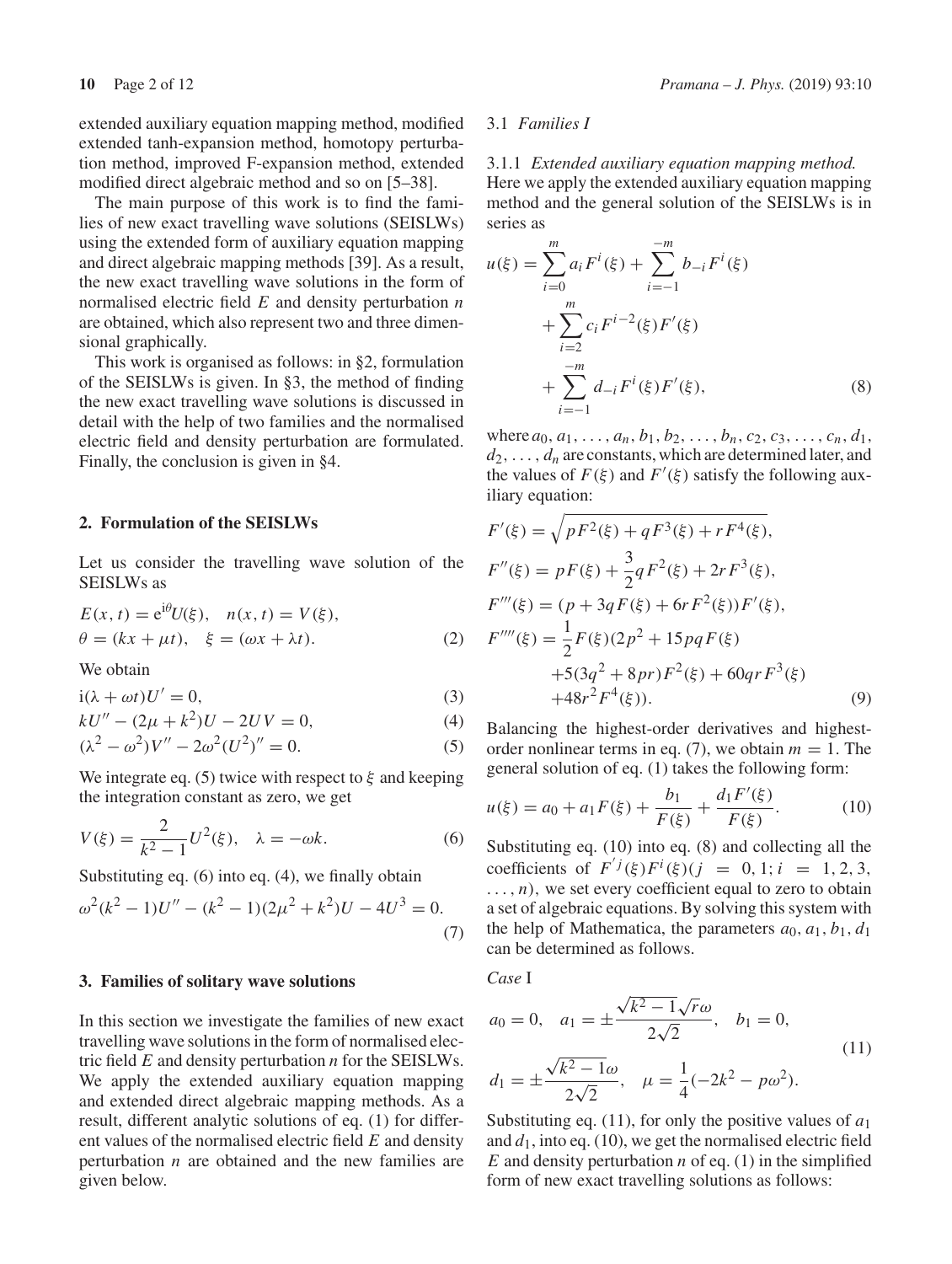extended auxiliary equation mapping method, modified extended tanh-expansion method, homotopy perturbation method, improved F-expansion method, extended modified direct algebraic method and so on [5–38].

The main purpose of this work is to find the families of new exact travelling wave solutions (SEISLWs) using the extended form of auxiliary equation mapping and direct algebraic mapping methods [39]. As a result, the new exact travelling wave solutions in the form of normalised electric field $E$ and density perturbation $n$ are obtained, which also represent two and three dimensional graphically.

This work is organised as follows: in §2, formulation of the SEISLWs is given. In §3, the method of finding the new exact travelling wave solutions is discussed in detail with the help of two families and the normalised electric field and density perturbation are formulated. Finally, the conclusion is given in §4.

## 2. Formulation of the SEISLWs

Let us consider the travelling wave solution of the SEISLWs as

$$E(x,t) = e^{i\theta}U(\xi), \quad n(x,t) = V(\xi),$$
$$\theta = (kx + \mu t), \quad \xi = (\omega x + \lambda t). \tag{2}$$

We obtain

$$i(\lambda + \omega t)U' = 0, \tag{3}$$

$$kU'' - (2\mu + k^2)U - 2UV = 0, \tag{4}$$

$$(\lambda^2 - \omega^2)V'' - 2\omega^2(U^2)'' = 0. \tag{5}$$

We integrate eq. (5) twice with respect to $\xi$ and keeping the integration constant as zero, we get

$$V(\xi) = \frac{2}{k^2-1}U^2(\xi), \quad \lambda = -\omega k. \tag{6}$$

Substituting eq. (6) into eq. (4), we finally obtain

$$\omega^2(k^2-1)U'' - (k^2-1)(2\mu^2 + k^2)U - 4U^3 = 0. \tag{7}$$

## 3. Families of solitary wave solutions

In this section we investigate the families of new exact travelling wave solutions in the form of normalised electric field $E$ and density perturbation $n$ for the SEISLWs. We apply the extended auxiliary equation mapping and extended direct algebraic mapping methods. As a result, different analytic solutions of eq. (1) for different values of the normalised electric field $E$ and density perturbation $n$ are obtained and the new families are given below.

### 3.1 *Families I*

#### 3.1.1 *Extended auxiliary equation mapping method.*

Here we apply the extended auxiliary equation mapping method and the general solution of the SEISLWs is in series as

$$u(\xi) = \sum_{i=0}^{m} a_i F^i(\xi) + \sum_{i=-1}^{-m} b_{-i}F^i(\xi) + \sum_{i=2}^{m} c_i F^{i-2}(\xi)F'(\xi) + \sum_{i=-1}^{-m} d_{-i}F^i(\xi)F'(\xi), \tag{8}$$

where $a_0, a_1, \ldots, a_n, b_1, b_2, \ldots, b_n, c_2, c_3, \ldots, c_n, d_1, d_2, \ldots, d_n$ are constants, which are determined later, and the values of $F(\xi)$ and $F'(\xi)$ satisfy the following auxiliary equation:

$$F'(\xi) = \sqrt{pF^2(\xi) + qF^3(\xi) + rF^4(\xi)},$$
$$F''(\xi) = pF(\xi) + \frac{3}{2}qF^2(\xi) + 2rF^3(\xi),$$
$$F'''(\xi) = (p + 3qF(\xi) + 6rF^2(\xi))F'(\xi),$$
$$F''''(\xi) = \frac{1}{2}F(\xi)(2p^2 + 15pqF(\xi) + 5(3q^2 + 8pr)F^2(\xi) + 60qrF^3(\xi) + 48r^2F^4(\xi)). \tag{9}$$

Balancing the highest-order derivatives and highest-order nonlinear terms in eq. (7), we obtain $m = 1$. The general solution of eq. (1) takes the following form:

$$u(\xi) = a_0 + a_1F(\xi) + \frac{b_1}{F(\xi)} + \frac{d_1F'(\xi)}{F(\xi)}. \tag{10}$$

Substituting eq. (10) into eq. (8) and collecting all the coefficients of $F'^{j}(\xi)F^i(\xi)(j = 0, 1; i = 1, 2, 3, \ldots, n)$, we set every coefficient equal to zero to obtain a set of algebraic equations. By solving this system with the help of Mathematica, the parameters $a_0, a_1, b_1, d_1$ can be determined as follows.

*Case* I

$$a_0 = 0, \quad a_1 = \pm\frac{\sqrt{k^2-1}\sqrt{r}\omega}{2\sqrt{2}}, \quad b_1 = 0,$$
$$d_1 = \pm\frac{\sqrt{k^2-1}\omega}{2\sqrt{2}}, \quad \mu = \frac{1}{4}(-2k^2 - p\omega^2). \tag{11}$$

Substituting eq. (11), for only the positive values of $a_1$ and $d_1$, into eq. (10), we get the normalised electric field $E$ and density perturbation $n$ of eq. (1) in the simplified form of new exact travelling solutions as follows: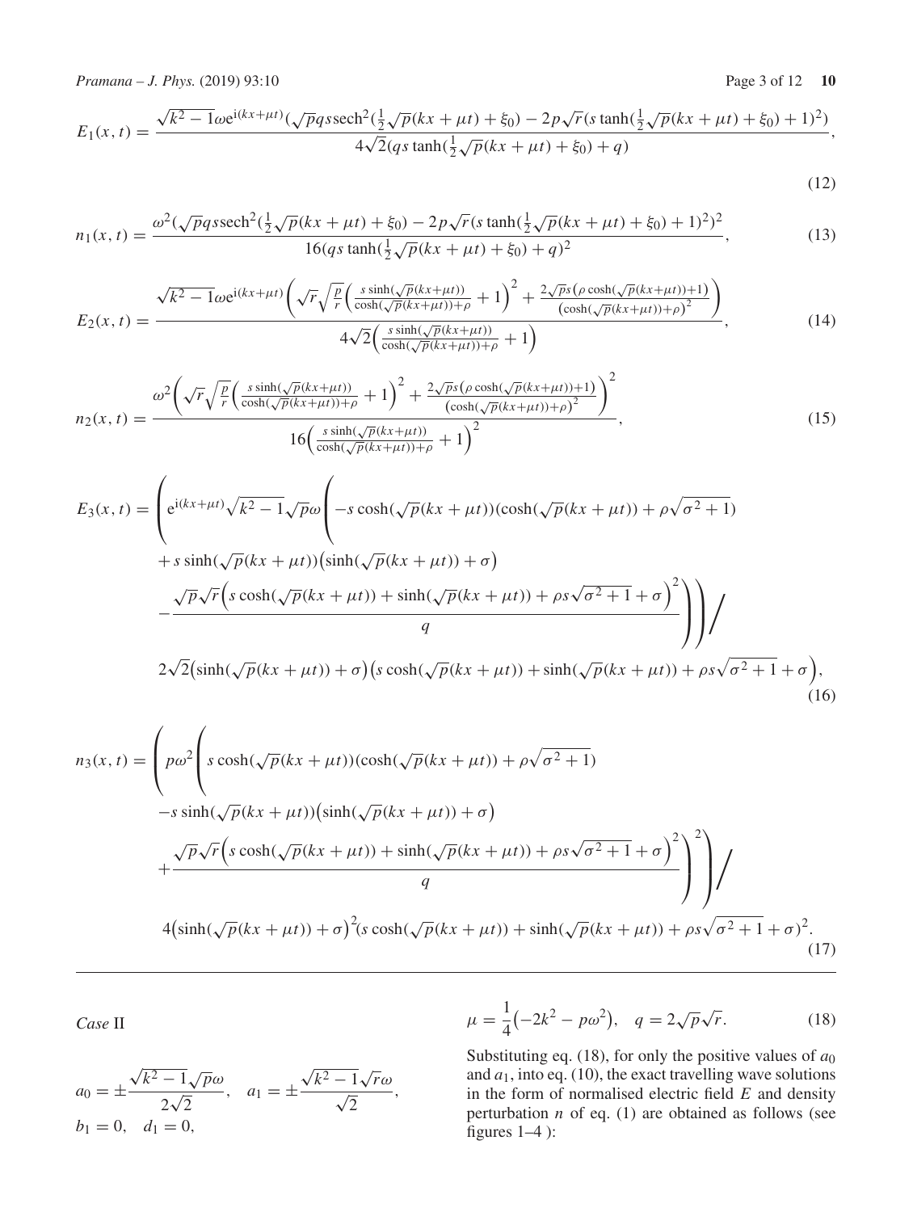$$E_1(x,t) = \frac{\sqrt{k^2-1}\omega e^{i(kx+\mu t)}(\sqrt{p}qs\,\mathrm{sech}^2(\frac{1}{2}\sqrt{p}(kx+\mu t)+\xi_0) - 2p\sqrt{r}(s\tanh(\frac{1}{2}\sqrt{p}(kx+\mu t)+\xi_0)+1)^2)}{4\sqrt{2}(qs\tanh(\frac{1}{2}\sqrt{p}(kx+\mu t)+\xi_0)+q)}, \tag{12}$$

$$n_1(x,t) = \frac{\omega^2(\sqrt{p}qs\,\mathrm{sech}^2(\frac{1}{2}\sqrt{p}(kx+\mu t)+\xi_0) - 2p\sqrt{r}(s\tanh(\frac{1}{2}\sqrt{p}(kx+\mu t)+\xi_0)+1)^2)^2}{16(qs\tanh(\frac{1}{2}\sqrt{p}(kx+\mu t)+\xi_0)+q)^2}, \tag{13}$$

$$E_2(x,t) = \frac{\sqrt{k^2-1}\omega e^{i(kx+\mu t)}\left(\sqrt{r}\sqrt{\frac{p}{r}}\left(\frac{s\sinh(\sqrt{p}(kx+\mu t))}{\cosh(\sqrt{p}(kx+\mu t))+\rho}+1\right)^2 + \frac{2\sqrt{p}s(\rho\cosh(\sqrt{p}(kx+\mu t))+1)}{(\cosh(\sqrt{p}(kx+\mu t))+\rho)^2}\right)}{4\sqrt{2}\left(\frac{s\sinh(\sqrt{p}(kx+\mu t))}{\cosh(\sqrt{p}(kx+\mu t))+\rho}+1\right)}, \tag{14}$$

$$n_2(x,t) = \frac{\omega^2\left(\sqrt{r}\sqrt{\frac{p}{r}}\left(\frac{s\sinh(\sqrt{p}(kx+\mu t))}{\cosh(\sqrt{p}(kx+\mu t))+\rho}+1\right)^2 + \frac{2\sqrt{p}s(\rho\cosh(\sqrt{p}(kx+\mu t))+1)}{(\cosh(\sqrt{p}(kx+\mu t))+\rho)^2}\right)^2}{16\left(\frac{s\sinh(\sqrt{p}(kx+\mu t))}{\cosh(\sqrt{p}(kx+\mu t))+\rho}+1\right)^2}, \tag{15}$$

$$\begin{aligned}
E_3(x,t) = \Bigg(& e^{i(kx+\mu t)}\sqrt{k^2-1}\sqrt{p}\omega\Bigg(-s\cosh(\sqrt{p}(kx+\mu t))(\cosh(\sqrt{p}(kx+\mu t))+\rho\sqrt{\sigma^2+1}) \\
&+ s\sinh(\sqrt{p}(kx+\mu t))\big(\sinh(\sqrt{p}(kx+\mu t))+\sigma\big) \\
&- \frac{\sqrt{p}\sqrt{r}\Big(s\cosh(\sqrt{p}(kx+\mu t))+\sinh(\sqrt{p}(kx+\mu t))+\rho s\sqrt{\sigma^2+1}+\sigma\Big)^2}{q}\Bigg)\Bigg)\Bigg/ \\
& 2\sqrt{2}\big(\sinh(\sqrt{p}(kx+\mu t))+\sigma\big)\big(s\cosh(\sqrt{p}(kx+\mu t))+\sinh(\sqrt{p}(kx+\mu t))+\rho s\sqrt{\sigma^2+1}+\sigma\big),
\end{aligned} \tag{16}$$

$$\begin{aligned}
n_3(x,t) = \Bigg(& p\omega^2\Bigg(s\cosh(\sqrt{p}(kx+\mu t))(\cosh(\sqrt{p}(kx+\mu t))+\rho\sqrt{\sigma^2+1}) \\
&- s\sinh(\sqrt{p}(kx+\mu t))\big(\sinh(\sqrt{p}(kx+\mu t))+\sigma\big) \\
&+ \frac{\sqrt{p}\sqrt{r}\Big(s\cosh(\sqrt{p}(kx+\mu t))+\sinh(\sqrt{p}(kx+\mu t))+\rho s\sqrt{\sigma^2+1}+\sigma\Big)^2}{q}\Bigg)^2\Bigg)\Bigg/ \\
& 4\big(\sinh(\sqrt{p}(kx+\mu t))+\sigma\big)^2(s\cosh(\sqrt{p}(kx+\mu t))+\sinh(\sqrt{p}(kx+\mu t))+\rho s\sqrt{\sigma^2+1}+\sigma)^2.
\end{aligned} \tag{17}$$

---

*Case* II

$$a_0 = \pm\frac{\sqrt{k^2-1}\sqrt{p}\omega}{2\sqrt{2}}, \quad a_1 = \pm\frac{\sqrt{k^2-1}\sqrt{r}\omega}{\sqrt{2}},$$
$$b_1 = 0, \quad d_1 = 0,$$

$$\mu = \frac{1}{4}\big(-2k^2 - p\omega^2\big), \quad q = 2\sqrt{p}\sqrt{r}. \tag{18}$$

Substituting eq. (18), for only the positive values of $a_0$ and $a_1$, into eq. (10), the exact travelling wave solutions in the form of normalised electric field $E$ and density perturbation $n$ of eq. (1) are obtained as follows (see figures 1–4 ):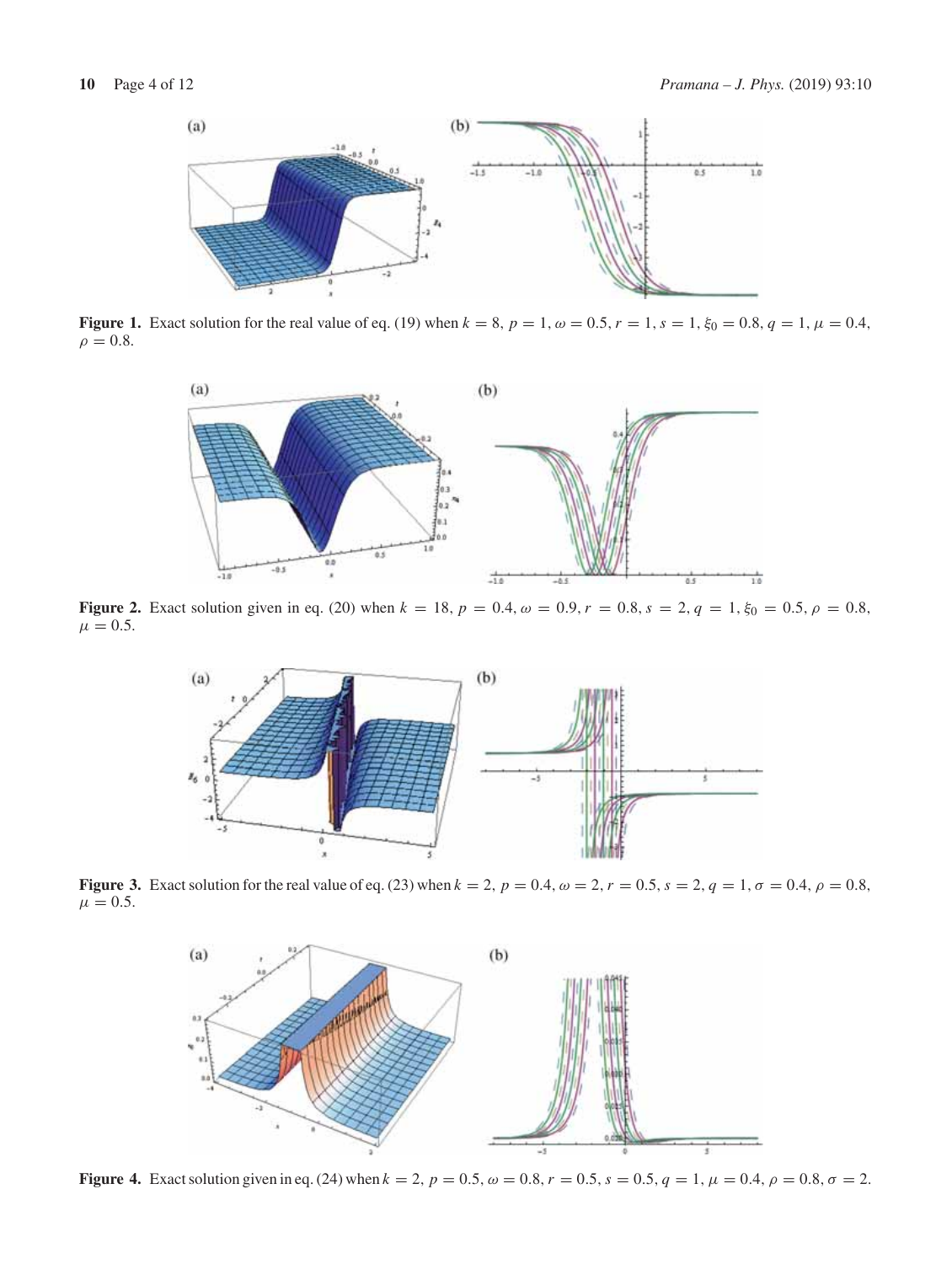**Figure 1.** Exact solution for the real value of eq. (19) when $k = 8$, $p = 1$, $\omega = 0.5$, $r = 1$, $s = 1$, $\xi_0 = 0.8$, $q = 1$, $\mu = 0.4$, $\rho = 0.8$.

**Figure 2.** Exact solution given in eq. (20) when $k = 18$, $p = 0.4$, $\omega = 0.9$, $r = 0.8$, $s = 2$, $q = 1$, $\xi_0 = 0.5$, $\rho = 0.8$, $\mu = 0.5$.

**Figure 3.** Exact solution for the real value of eq. (23) when $k = 2$, $p = 0.4$, $\omega = 2$, $r = 0.5$, $s = 2$, $q = 1$, $\sigma = 0.4$, $\rho = 0.8$, $\mu = 0.5$.

**Figure 4.** Exact solution given in eq. (24) when $k = 2$, $p = 0.5$, $\omega = 0.8$, $r = 0.5$, $s = 0.5$, $q = 1$, $\mu = 0.4$, $\rho = 0.8$, $\sigma = 2$.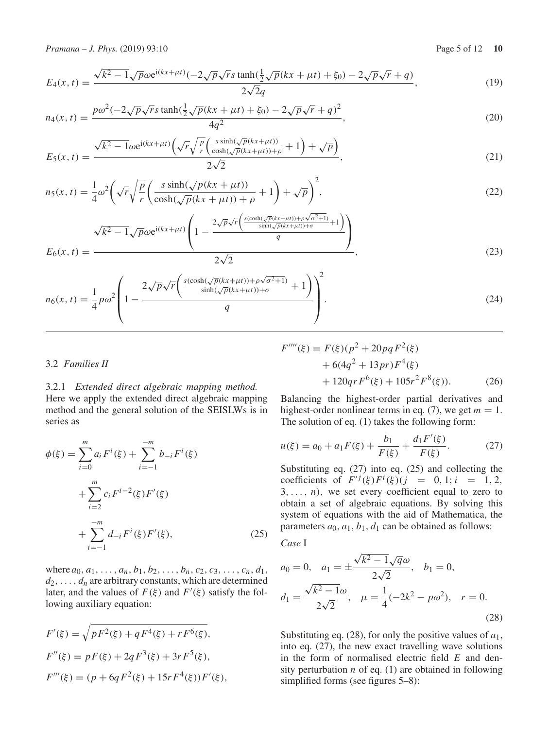$$E_4(x,t) = \frac{\sqrt{k^2-1}\sqrt{p}\omega e^{i(kx+\mu t)}(-2\sqrt{p}\sqrt{r}s\tanh(\frac{1}{2}\sqrt{p}(kx+\mu t)+\xi_0) - 2\sqrt{p}\sqrt{r}+q)}{2\sqrt{2}q}, \tag{19}$$

$$n_4(x,t) = \frac{p\omega^2(-2\sqrt{p}\sqrt{r}s\tanh(\frac{1}{2}\sqrt{p}(kx+\mu t)+\xi_0) - 2\sqrt{p}\sqrt{r}+q)^2}{4q^2}, \tag{20}$$

$$E_5(x,t) = \frac{\sqrt{k^2-1}\omega e^{i(kx+\mu t)}\left(\sqrt{r}\sqrt{\frac{p}{r}}\left(\frac{s\sinh(\sqrt{p}(kx+\mu t))}{\cosh(\sqrt{p}(kx+\mu t))+\rho}+1\right)+\sqrt{p}\right)}{2\sqrt{2}}, \tag{21}$$

$$n_5(x,t) = \frac{1}{4}\omega^2\left(\sqrt{r}\sqrt{\frac{p}{r}}\left(\frac{s\sinh(\sqrt{p}(kx+\mu t))}{\cosh(\sqrt{p}(kx+\mu t))+\rho}+1\right)+\sqrt{p}\right)^2, \tag{22}$$

$$E_6(x,t) = \frac{\sqrt{k^2-1}\sqrt{p}\omega e^{i(kx+\mu t)}\left(1-\frac{2\sqrt{p}\sqrt{r}\left(\frac{s(\cosh(\sqrt{p}(kx+\mu t))+\rho\sqrt{\sigma^2+1})}{\sinh(\sqrt{p}(kx+\mu t))+\sigma}+1\right)}{q}\right)}{2\sqrt{2}}, \tag{23}$$

$$n_6(x,t) = \frac{1}{4}p\omega^2\left(1-\frac{2\sqrt{p}\sqrt{r}\left(\frac{s(\cosh(\sqrt{p}(kx+\mu t))+\rho\sqrt{\sigma^2+1})}{\sinh(\sqrt{p}(kx+\mu t))+\sigma}+1\right)}{q}\right)^2. \tag{24}$$

### 3.2 *Families II*

3.2.1 *Extended direct algebraic mapping method.* Here we apply the extended direct algebraic mapping method and the general solution of the SEISLWs is in series as

$$\begin{aligned}\phi(\xi) &= \sum_{i=0}^{m} a_i F^i(\xi) + \sum_{i=-1}^{-m} b_{-i} F^i(\xi) \\ &+ \sum_{i=2}^{m} c_i F^{i-2}(\xi) F'(\xi) \\ &+ \sum_{i=-1}^{-m} d_{-i} F^i(\xi) F'(\xi),\end{aligned} \tag{25}$$

where $a_0, a_1, \ldots, a_n, b_1, b_2, \ldots, b_n, c_2, c_3, \ldots, c_n, d_1, d_2, \ldots, d_n$ are arbitrary constants, which are determined later, and the values of $F(\xi)$ and $F'(\xi)$ satisfy the following auxiliary equation:

$$\begin{aligned}F'(\xi) &= \sqrt{pF^2(\xi) + qF^4(\xi) + rF^6(\xi)}, \\ F''(\xi) &= pF(\xi) + 2qF^3(\xi) + 3rF^5(\xi), \\ F'''(\xi) &= (p + 6qF^2(\xi) + 15rF^4(\xi))F'(\xi), \\ F''''(\xi) &= F(\xi)(p^2 + 20pqF^2(\xi) \\ &+ 6(4q^2 + 13pr)F^4(\xi) \\ &+ 120qrF^6(\xi) + 105r^2F^8(\xi)).\end{aligned} \tag{26}$$

Balancing the highest-order partial derivatives and highest-order nonlinear terms in eq. (7), we get $m = 1$. The solution of eq. (1) takes the following form:

$$u(\xi) = a_0 + a_1 F(\xi) + \frac{b_1}{F(\xi)} + \frac{d_1 F'(\xi)}{F(\xi)}. \tag{27}$$

Substituting eq. (27) into eq. (25) and collecting the coefficients of $F'^j(\xi)F^i(\xi)(j = 0, 1; i = 1, 2, 3, \ldots, n)$, we set every coefficient equal to zero to obtain a set of algebraic equations. By solving this system of equations with the aid of Mathematica, the parameters $a_0, a_1, b_1, d_1$ can be obtained as follows:

*Case* I

$$\begin{aligned}&a_0 = 0, \quad a_1 = \pm\frac{\sqrt{k^2-1}\sqrt{q}\omega}{2\sqrt{2}}, \quad b_1 = 0, \\ &d_1 = \frac{\sqrt{k^2-1}\omega}{2\sqrt{2}}, \quad \mu = \frac{1}{4}(-2k^2 - p\omega^2), \quad r = 0.\end{aligned} \tag{28}$$

Substituting eq. (28), for only the positive values of $a_1$, into eq. (27), the new exact travelling wave solutions in the form of normalised electric field $E$ and density perturbation $n$ of eq. (1) are obtained in following simplified forms (see figures 5–8):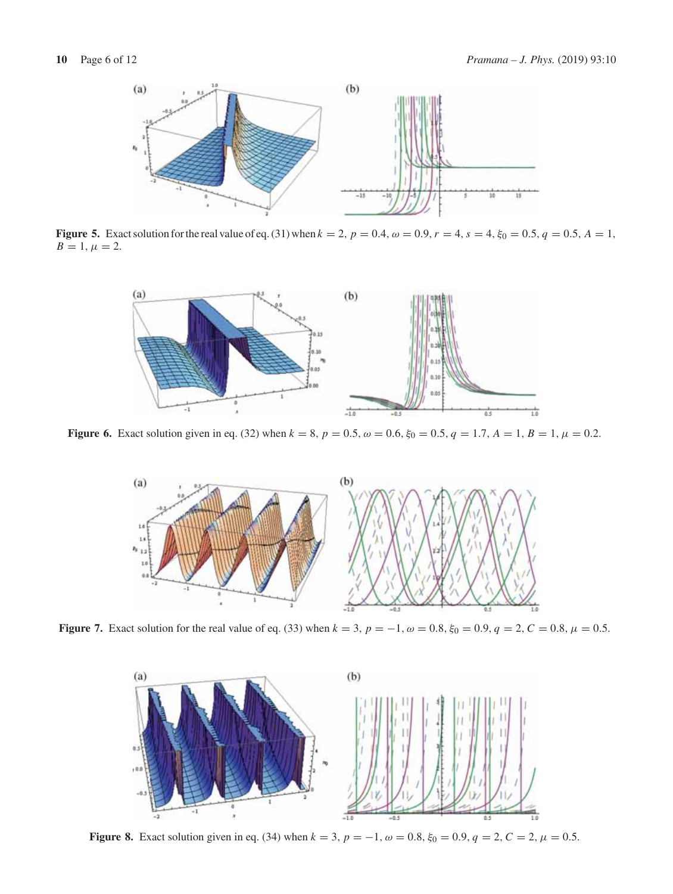**Figure 5.** Exact solution for the real value of eq. (31) when $k = 2$, $p = 0.4$, $\omega = 0.9$, $r = 4$, $s = 4$, $\xi_0 = 0.5$, $q = 0.5$, $A = 1$, $B = 1$, $\mu = 2$.

**Figure 6.** Exact solution given in eq. (32) when $k = 8$, $p = 0.5$, $\omega = 0.6$, $\xi_0 = 0.5$, $q = 1.7$, $A = 1$, $B = 1$, $\mu = 0.2$.

**Figure 7.** Exact solution for the real value of eq. (33) when $k = 3$, $p = -1$, $\omega = 0.8$, $\xi_0 = 0.9$, $q = 2$, $C = 0.8$, $\mu = 0.5$.

**Figure 8.** Exact solution given in eq. (34) when $k = 3$, $p = -1$, $\omega = 0.8$, $\xi_0 = 0.9$, $q = 2$, $C = 2$, $\mu = 0.5$.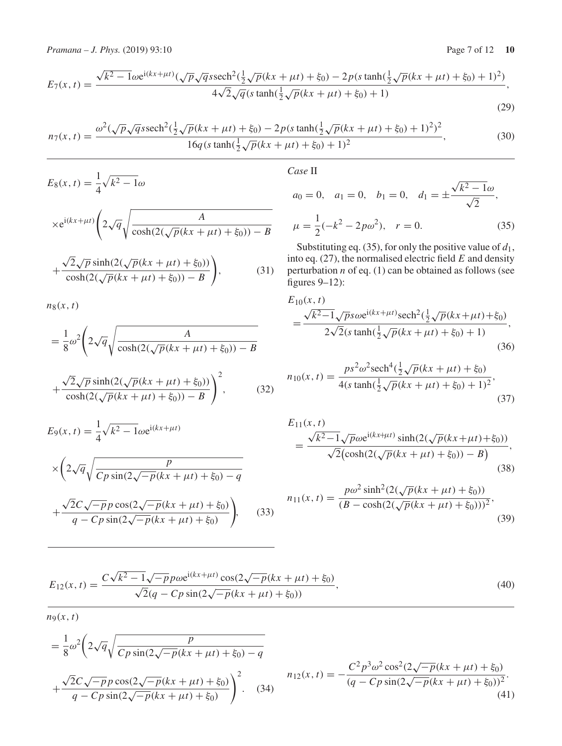$$E_7(x,t) = \frac{\sqrt{k^2-1}\omega e^{i(kx+\mu t)}(\sqrt{p}\sqrt{q}s\,\text{sech}^2(\frac{1}{2}\sqrt{p}(kx+\mu t)+\xi_0) - 2p(s\tanh(\frac{1}{2}\sqrt{p}(kx+\mu t)+\xi_0)+1)^2)}{4\sqrt{2}\sqrt{q}(s\tanh(\frac{1}{2}\sqrt{p}(kx+\mu t)+\xi_0)+1)}, \tag{29}$$

$$n_7(x,t) = \frac{\omega^2(\sqrt{p}\sqrt{q}s\,\text{sech}^2(\frac{1}{2}\sqrt{p}(kx+\mu t)+\xi_0) - 2p(s\tanh(\frac{1}{2}\sqrt{p}(kx+\mu t)+\xi_0)+1)^2)^2}{16q(s\tanh(\frac{1}{2}\sqrt{p}(kx+\mu t)+\xi_0)+1)^2}, \tag{30}$$

$$E_8(x,t) = \frac{1}{4}\sqrt{k^2-1}\omega \times e^{i(kx+\mu t)}\left(2\sqrt{q}\sqrt{\frac{A}{\cosh(2(\sqrt{p}(kx+\mu t)+\xi_0)) - B}} + \frac{\sqrt{2}\sqrt{p}\sinh(2(\sqrt{p}(kx+\mu t)+\xi_0))}{\cosh(2(\sqrt{p}(kx+\mu t)+\xi_0)) - B}\right), \tag{31}$$

$$n_8(x,t) = \frac{1}{8}\omega^2\left(2\sqrt{q}\sqrt{\frac{A}{\cosh(2(\sqrt{p}(kx+\mu t)+\xi_0)) - B}} + \frac{\sqrt{2}\sqrt{p}\sinh(2(\sqrt{p}(kx+\mu t)+\xi_0))}{\cosh(2(\sqrt{p}(kx+\mu t)+\xi_0)) - B}\right)^2, \tag{32}$$

$$E_9(x,t) = \frac{1}{4}\sqrt{k^2-1}\omega e^{i(kx+\mu t)} \times \left(2\sqrt{q}\sqrt{\frac{p}{Cp\sin(2\sqrt{-p}(kx+\mu t)+\xi_0) - q}} + \frac{\sqrt{2}C\sqrt{-p}p\cos(2\sqrt{-p}(kx+\mu t)+\xi_0)}{q - Cp\sin(2\sqrt{-p}(kx+\mu t)+\xi_0)}\right), \tag{33}$$

$$n_9(x,t) = \frac{1}{8}\omega^2\left(2\sqrt{q}\sqrt{\frac{p}{Cp\sin(2\sqrt{-p}(kx+\mu t)+\xi_0) - q}} + \frac{\sqrt{2}C\sqrt{-p}p\cos(2\sqrt{-p}(kx+\mu t)+\xi_0)}{q - Cp\sin(2\sqrt{-p}(kx+\mu t)+\xi_0)}\right)^2. \tag{34}$$

*Case* II

$$a_0 = 0, \quad a_1 = 0, \quad b_1 = 0, \quad d_1 = \pm\frac{\sqrt{k^2-1}\omega}{\sqrt{2}}, \quad \mu = \frac{1}{2}(-k^2 - 2p\omega^2), \quad r = 0. \tag{35}$$

Substituting eq. (35), for only the positive value of $d_1$, into eq. (27), the normalised electric field $E$ and density perturbation $n$ of eq. (1) can be obtained as follows (see figures 9–12):

$$E_{10}(x,t) = \frac{\sqrt{k^2-1}\sqrt{p}s\omega e^{i(kx+\mu t)}\text{sech}^2(\frac{1}{2}\sqrt{p}(kx+\mu t)+\xi_0)}{2\sqrt{2}(s\tanh(\frac{1}{2}\sqrt{p}(kx+\mu t)+\xi_0)+1)}, \tag{36}$$

$$n_{10}(x,t) = \frac{ps^2\omega^2\text{sech}^4(\frac{1}{2}\sqrt{p}(kx+\mu t)+\xi_0)}{4(s\tanh(\frac{1}{2}\sqrt{p}(kx+\mu t)+\xi_0)+1)^2}, \tag{37}$$

$$E_{11}(x,t) = \frac{\sqrt{k^2-1}\sqrt{p}\omega e^{i(kx+\mu t)}\sinh(2(\sqrt{p}(kx+\mu t)+\xi_0))}{\sqrt{2}\big(\cosh(2(\sqrt{p}(kx+\mu t)+\xi_0)) - B\big)}, \tag{38}$$

$$n_{11}(x,t) = \frac{p\omega^2\sinh^2(2(\sqrt{p}(kx+\mu t)+\xi_0))}{(B - \cosh(2(\sqrt{p}(kx+\mu t)+\xi_0)))^2}, \tag{39}$$

$$E_{12}(x,t) = \frac{C\sqrt{k^2-1}\sqrt{-p}p\omega e^{i(kx+\mu t)}\cos(2\sqrt{-p}(kx+\mu t)+\xi_0)}{\sqrt{2}(q - Cp\sin(2\sqrt{-p}(kx+\mu t)+\xi_0))}, \tag{40}$$

$$n_{12}(x,t) = -\frac{C^2p^3\omega^2\cos^2(2\sqrt{-p}(kx+\mu t)+\xi_0)}{(q - Cp\sin(2\sqrt{-p}(kx+\mu t)+\xi_0))^2}. \tag{41}$$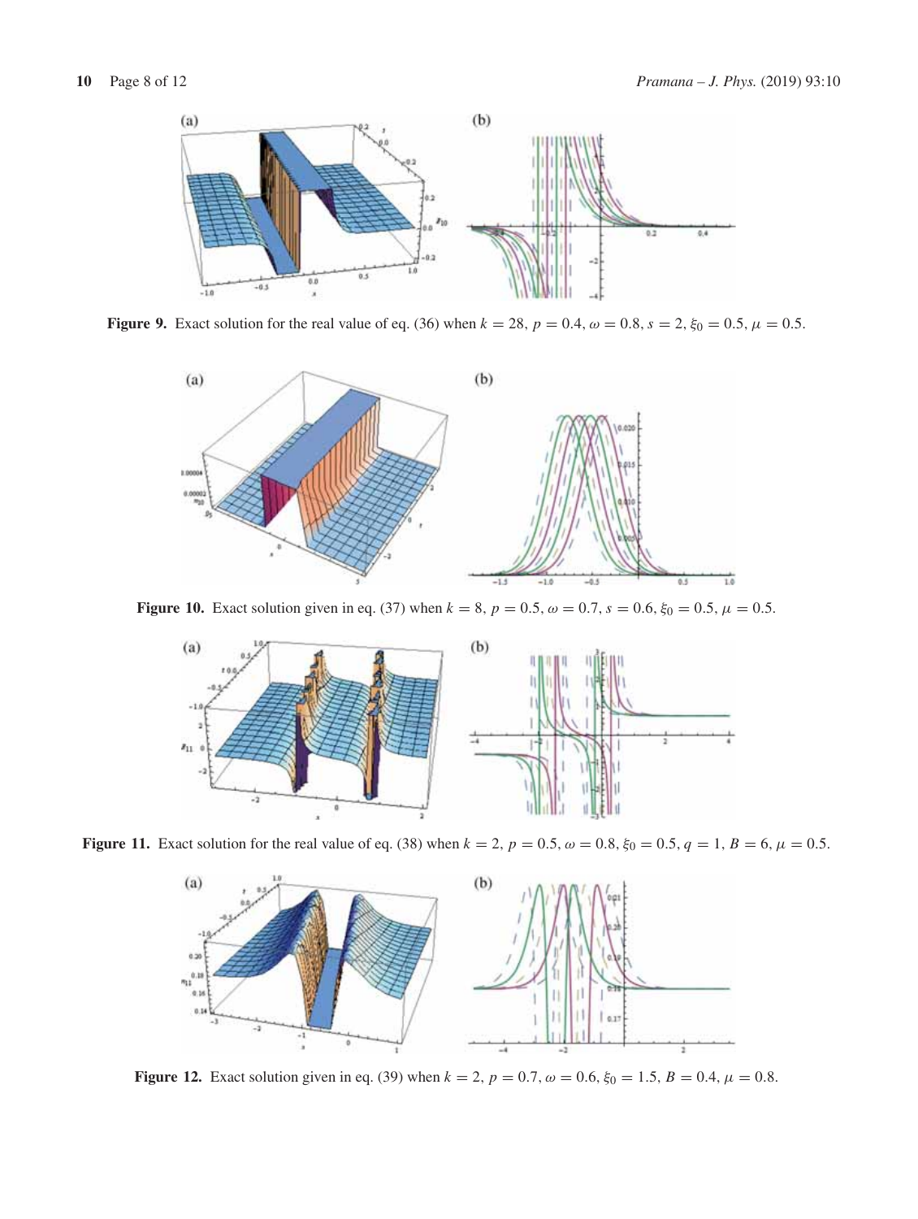**Figure 9.** Exact solution for the real value of eq. (36) when $k = 28$, $p = 0.4$, $\omega = 0.8$, $s = 2$, $\xi_0 = 0.5$, $\mu = 0.5$.

**Figure 10.** Exact solution given in eq. (37) when $k = 8$, $p = 0.5$, $\omega = 0.7$, $s = 0.6$, $\xi_0 = 0.5$, $\mu = 0.5$.

**Figure 11.** Exact solution for the real value of eq. (38) when $k = 2$, $p = 0.5$, $\omega = 0.8$, $\xi_0 = 0.5$, $q = 1$, $B = 6$, $\mu = 0.5$.

**Figure 12.** Exact solution given in eq. (39) when $k = 2$, $p = 0.7$, $\omega = 0.6$, $\xi_0 = 1.5$, $B = 0.4$, $\mu = 0.8$.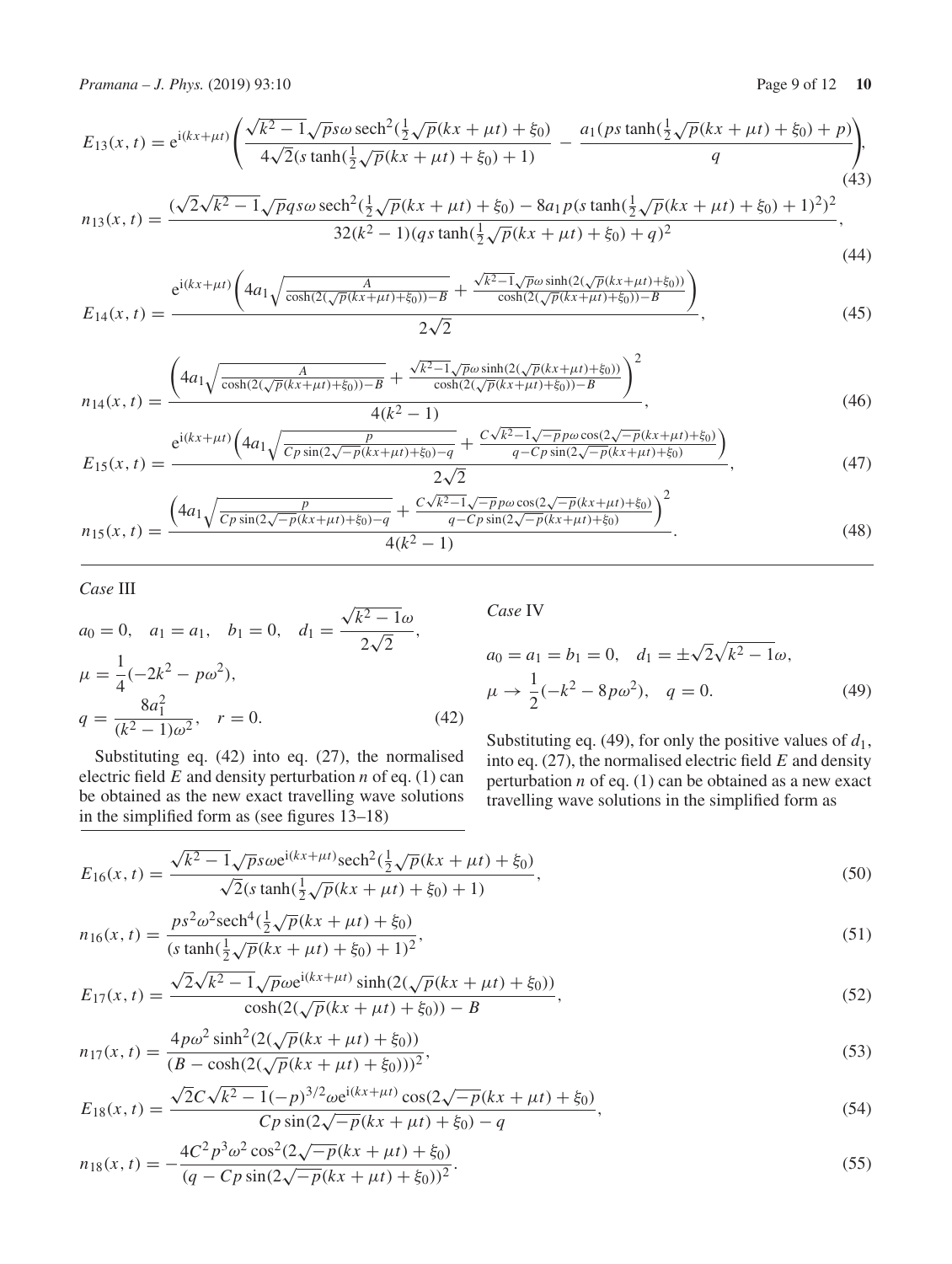$$E_{13}(x,t) = \mathrm{e}^{\mathrm{i}(kx+\mu t)}\left(\frac{\sqrt{k^2-1}\sqrt{p}s\omega\,\mathrm{sech}^2(\frac{1}{2}\sqrt{p}(kx+\mu t)+\xi_0)}{4\sqrt{2}(s\tanh(\frac{1}{2}\sqrt{p}(kx+\mu t)+\xi_0)+1)} - \frac{a_1(ps\tanh(\frac{1}{2}\sqrt{p}(kx+\mu t)+\xi_0)+p)}{q}\right), \tag{43}$$

$$n_{13}(x,t) = \frac{(\sqrt{2}\sqrt{k^2-1}\sqrt{p}qs\omega\,\mathrm{sech}^2(\frac{1}{2}\sqrt{p}(kx+\mu t)+\xi_0) - 8a_1p(s\tanh(\frac{1}{2}\sqrt{p}(kx+\mu t)+\xi_0)+1)^2)^2}{32(k^2-1)(qs\tanh(\frac{1}{2}\sqrt{p}(kx+\mu t)+\xi_0)+q)^2}, \tag{44}$$

$$E_{14}(x,t) = \frac{\mathrm{e}^{\mathrm{i}(kx+\mu t)}\left(4a_1\sqrt{\frac{A}{\cosh(2(\sqrt{p}(kx+\mu t)+\xi_0))-B}} + \frac{\sqrt{k^2-1}\sqrt{p}\omega\sinh(2(\sqrt{p}(kx+\mu t)+\xi_0))}{\cosh(2(\sqrt{p}(kx+\mu t)+\xi_0))-B}\right)}{2\sqrt{2}}, \tag{45}$$

$$n_{14}(x,t) = \frac{\left(4a_1\sqrt{\frac{A}{\cosh(2(\sqrt{p}(kx+\mu t)+\xi_0))-B}} + \frac{\sqrt{k^2-1}\sqrt{p}\omega\sinh(2(\sqrt{p}(kx+\mu t)+\xi_0))}{\cosh(2(\sqrt{p}(kx+\mu t)+\xi_0))-B}\right)^2}{4(k^2-1)}, \tag{46}$$

$$E_{15}(x,t) = \frac{\mathrm{e}^{\mathrm{i}(kx+\mu t)}\left(4a_1\sqrt{\frac{p}{Cp\sin(2\sqrt{-p}(kx+\mu t)+\xi_0)-q}} + \frac{C\sqrt{k^2-1}\sqrt{-p}p\omega\cos(2\sqrt{-p}(kx+\mu t)+\xi_0)}{q-Cp\sin(2\sqrt{-p}(kx+\mu t)+\xi_0)}\right)}{2\sqrt{2}}, \tag{47}$$

$$n_{15}(x,t) = \frac{\left(4a_1\sqrt{\frac{p}{Cp\sin(2\sqrt{-p}(kx+\mu t)+\xi_0)-q}} + \frac{C\sqrt{k^2-1}\sqrt{-p}p\omega\cos(2\sqrt{-p}(kx+\mu t)+\xi_0)}{q-Cp\sin(2\sqrt{-p}(kx+\mu t)+\xi_0)}\right)^2}{4(k^2-1)}. \tag{48}$$

*Case* III

$$a_0 = 0, \quad a_1 = a_1, \quad b_1 = 0, \quad d_1 = \frac{\sqrt{k^2-1}\omega}{2\sqrt{2}},$$
$$\mu = \frac{1}{4}(-2k^2 - p\omega^2),$$
$$q = \frac{8a_1^2}{(k^2-1)\omega^2}, \quad r = 0. \tag{42}$$

Substituting eq. (42) into eq. (27), the normalised electric field $E$ and density perturbation $n$ of eq. (1) can be obtained as the new exact travelling wave solutions in the simplified form as (see figures 13–18)

*Case* IV

$$a_0 = a_1 = b_1 = 0, \quad d_1 = \pm\sqrt{2}\sqrt{k^2-1}\omega,$$
$$\mu \to \frac{1}{2}(-k^2 - 8p\omega^2), \quad q = 0. \tag{49}$$

Substituting eq. (49), for only the positive values of $d_1$, into eq. (27), the normalised electric field $E$ and density perturbation $n$ of eq. (1) can be obtained as a new exact travelling wave solutions in the simplified form as

$$E_{16}(x,t) = \frac{\sqrt{k^2-1}\sqrt{p}s\omega\mathrm{e}^{\mathrm{i}(kx+\mu t)}\mathrm{sech}^2(\frac{1}{2}\sqrt{p}(kx+\mu t)+\xi_0)}{\sqrt{2}(s\tanh(\frac{1}{2}\sqrt{p}(kx+\mu t)+\xi_0)+1)}, \tag{50}$$

$$n_{16}(x,t) = \frac{ps^2\omega^2\mathrm{sech}^4(\frac{1}{2}\sqrt{p}(kx+\mu t)+\xi_0)}{(s\tanh(\frac{1}{2}\sqrt{p}(kx+\mu t)+\xi_0)+1)^2}, \tag{51}$$

$$E_{17}(x,t) = \frac{\sqrt{2}\sqrt{k^2-1}\sqrt{p}\omega\mathrm{e}^{\mathrm{i}(kx+\mu t)}\sinh(2(\sqrt{p}(kx+\mu t)+\xi_0))}{\cosh(2(\sqrt{p}(kx+\mu t)+\xi_0))-B}, \tag{52}$$

$$n_{17}(x,t) = \frac{4p\omega^2\sinh^2(2(\sqrt{p}(kx+\mu t)+\xi_0))}{(B-\cosh(2(\sqrt{p}(kx+\mu t)+\xi_0)))^2}, \tag{53}$$

$$E_{18}(x,t) = \frac{\sqrt{2}C\sqrt{k^2-1}(-p)^{3/2}\omega\mathrm{e}^{\mathrm{i}(kx+\mu t)}\cos(2\sqrt{-p}(kx+\mu t)+\xi_0)}{Cp\sin(2\sqrt{-p}(kx+\mu t)+\xi_0)-q}, \tag{54}$$

$$n_{18}(x,t) = -\frac{4C^2p^3\omega^2\cos^2(2\sqrt{-p}(kx+\mu t)+\xi_0)}{(q-Cp\sin(2\sqrt{-p}(kx+\mu t)+\xi_0))^2}. \tag{55}$$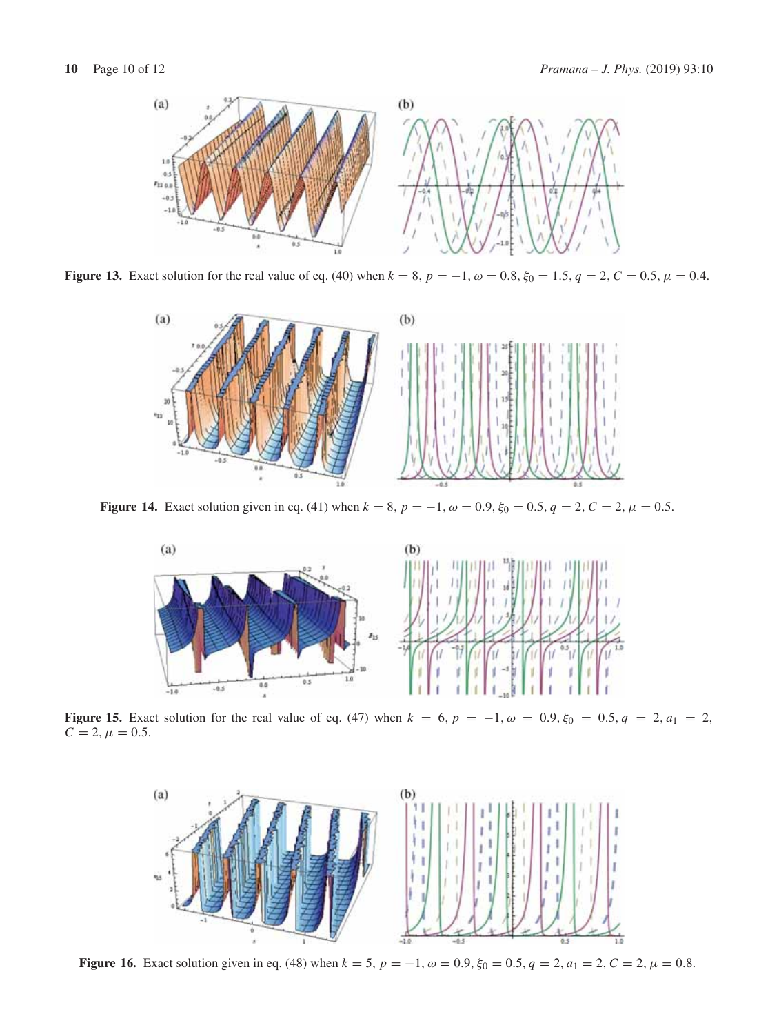**Figure 13.** Exact solution for the real value of eq. (40) when $k = 8$, $p = -1$, $\omega = 0.8$, $\xi_0 = 1.5$, $q = 2$, $C = 0.5$, $\mu = 0.4$.

**Figure 14.** Exact solution given in eq. (41) when $k = 8$, $p = -1$, $\omega = 0.9$, $\xi_0 = 0.5$, $q = 2$, $C = 2$, $\mu = 0.5$.

**Figure 15.** Exact solution for the real value of eq. (47) when $k = 6$, $p = -1$, $\omega = 0.9$, $\xi_0 = 0.5$, $q = 2$, $a_1 = 2$, $C = 2$, $\mu = 0.5$.

**Figure 16.** Exact solution given in eq. (48) when $k = 5$, $p = -1$, $\omega = 0.9$, $\xi_0 = 0.5$, $q = 2$, $a_1 = 2$, $C = 2$, $\mu = 0.8$.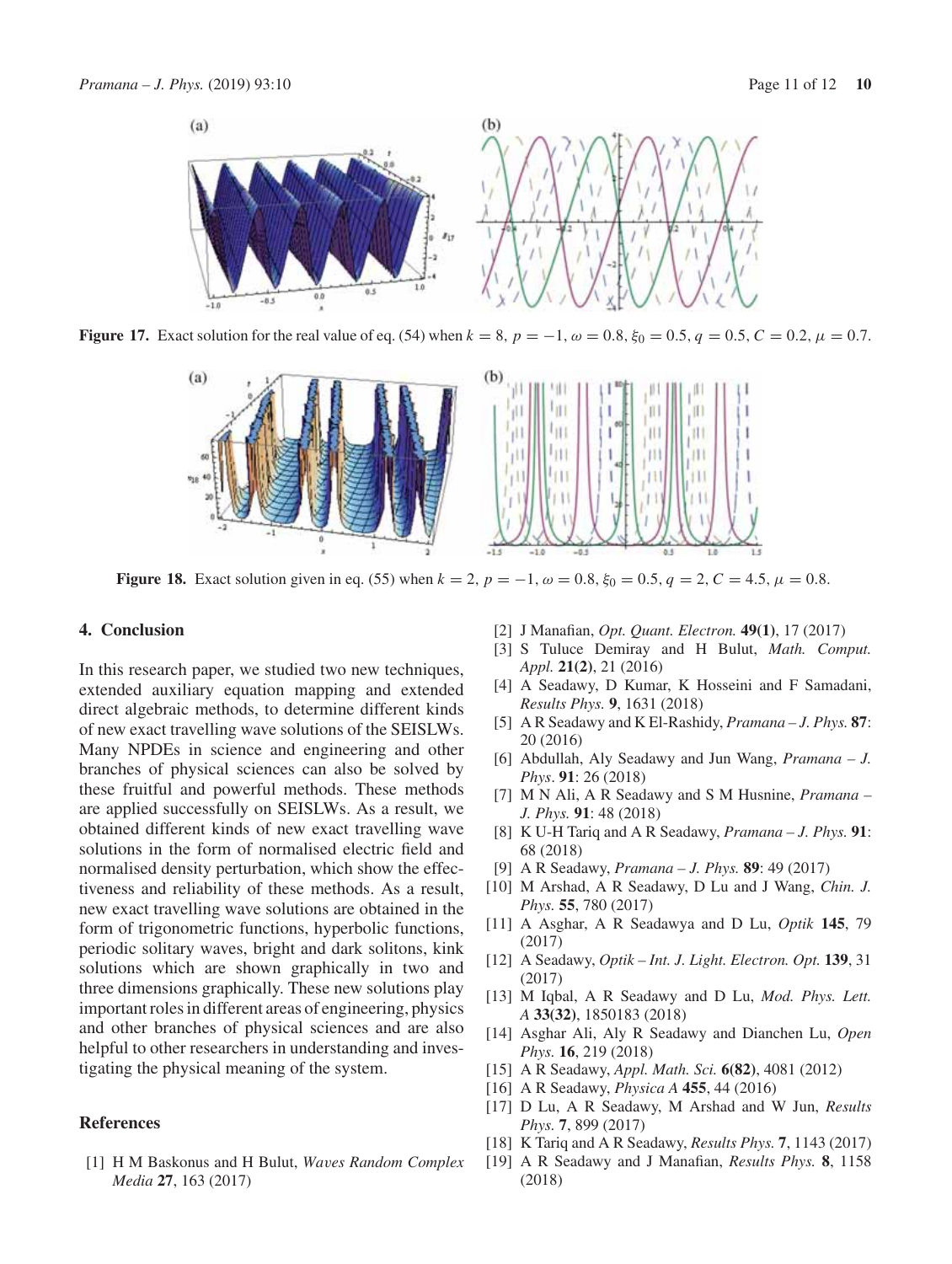**Figure 17.** Exact solution for the real value of eq. (54) when $k = 8$, $p = -1$, $\omega = 0.8$, $\xi_0 = 0.5$, $q = 0.5$, $C = 0.2$, $\mu = 0.7$.

**Figure 18.** Exact solution given in eq. (55) when $k = 2$, $p = -1$, $\omega = 0.8$, $\xi_0 = 0.5$, $q = 2$, $C = 4.5$, $\mu = 0.8$.

## 4. Conclusion

In this research paper, we studied two new techniques, extended auxiliary equation mapping and extended direct algebraic methods, to determine different kinds of new exact travelling wave solutions of the SEISLWs. Many NPDEs in science and engineering and other branches of physical sciences can also be solved by these fruitful and powerful methods. These methods are applied successfully on SEISLWs. As a result, we obtained different kinds of new exact travelling wave solutions in the form of normalised electric field and normalised density perturbation, which show the effectiveness and reliability of these methods. As a result, new exact travelling wave solutions are obtained in the form of trigonometric functions, hyperbolic functions, periodic solitary waves, bright and dark solitons, kink solutions which are shown graphically in two and three dimensions graphically. These new solutions play important roles in different areas of engineering, physics and other branches of physical sciences and are also helpful to other researchers in understanding and investigating the physical meaning of the system.

## References

[1] H M Baskonus and H Bulut, *Waves Random Complex Media* **27**, 163 (2017)

[2] J Manafian, *Opt. Quant. Electron.* **49(1)**, 17 (2017)

[3] S Tuluce Demiray and H Bulut, *Math. Comput. Appl.* **21(2)**, 21 (2016)

[4] A Seadawy, D Kumar, K Hosseini and F Samadani, *Results Phys.* **9**, 1631 (2018)

[5] A R Seadawy and K El-Rashidy, *Pramana – J. Phys.* **87**: 20 (2016)

[6] Abdullah, Aly Seadawy and Jun Wang, *Pramana – J. Phys*. **91**: 26 (2018)

[7] M N Ali, A R Seadawy and S M Husnine, *Pramana – J. Phys.* **91**: 48 (2018)

[8] K U-H Tariq and A R Seadawy, *Pramana – J. Phys.* **91**: 68 (2018)

[9] A R Seadawy, *Pramana – J. Phys.* **89**: 49 (2017)

[10] M Arshad, A R Seadawy, D Lu and J Wang, *Chin. J. Phys.* **55**, 780 (2017)

[11] A Asghar, A R Seadawya and D Lu, *Optik* **145**, 79 (2017)

[12] A Seadawy, *Optik – Int. J. Light. Electron. Opt.* **139**, 31 (2017)

[13] M Iqbal, A R Seadawy and D Lu, *Mod. Phys. Lett. A* **33(32)**, 1850183 (2018)

[14] Asghar Ali, Aly R Seadawy and Dianchen Lu, *Open Phys.* **16**, 219 (2018)

[15] A R Seadawy, *Appl. Math. Sci.* **6(82)**, 4081 (2012)

[16] A R Seadawy, *Physica A* **455**, 44 (2016)

[17] D Lu, A R Seadawy, M Arshad and W Jun, *Results Phys.* **7**, 899 (2017)

[18] K Tariq and A R Seadawy, *Results Phys.* **7**, 1143 (2017)

[19] A R Seadawy and J Manafian, *Results Phys.* **8**, 1158 (2018)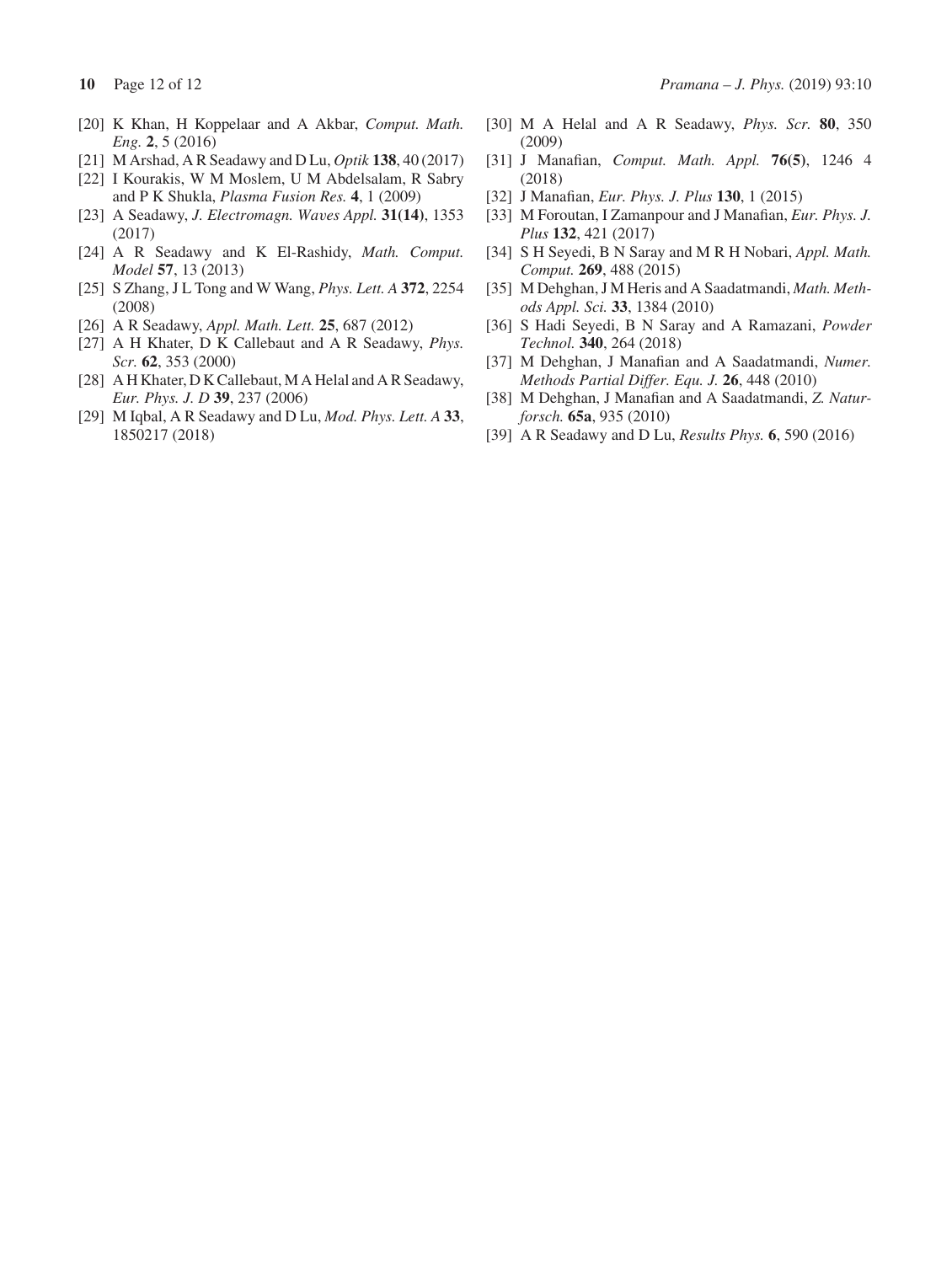[20] K Khan, H Koppelaar and A Akbar, *Comput. Math. Eng.* **2**, 5 (2016)

[21] M Arshad, A R Seadawy and D Lu, *Optik* **138**, 40 (2017)

[22] I Kourakis, W M Moslem, U M Abdelsalam, R Sabry and P K Shukla, *Plasma Fusion Res.* **4**, 1 (2009)

[23] A Seadawy, *J. Electromagn. Waves Appl.* **31(14)**, 1353 (2017)

[24] A R Seadawy and K El-Rashidy, *Math. Comput. Model* **57**, 13 (2013)

[25] S Zhang, J L Tong and W Wang, *Phys. Lett. A* **372**, 2254 (2008)

[26] A R Seadawy, *Appl. Math. Lett.* **25**, 687 (2012)

[27] A H Khater, D K Callebaut and A R Seadawy, *Phys. Scr.* **62**, 353 (2000)

[28] A H Khater, D K Callebaut, M A Helal and A R Seadawy, *Eur. Phys. J. D* **39**, 237 (2006)

[29] M Iqbal, A R Seadawy and D Lu, *Mod. Phys. Lett. A* **33**, 1850217 (2018)

[30] M A Helal and A R Seadawy, *Phys. Scr.* **80**, 350 (2009)

[31] J Manafian, *Comput. Math. Appl.* **76(5)**, 1246 4 (2018)

[32] J Manafian, *Eur. Phys. J. Plus* **130**, 1 (2015)

[33] M Foroutan, I Zamanpour and J Manafian, *Eur. Phys. J. Plus* **132**, 421 (2017)

[34] S H Seyedi, B N Saray and M R H Nobari, *Appl. Math. Comput.* **269**, 488 (2015)

[35] M Dehghan, J M Heris and A Saadatmandi, *Math. Methods Appl. Sci.* **33**, 1384 (2010)

[36] S Hadi Seyedi, B N Saray and A Ramazani, *Powder Technol.* **340**, 264 (2018)

[37] M Dehghan, J Manafian and A Saadatmandi, *Numer. Methods Partial Differ. Equ. J.* **26**, 448 (2010)

[38] M Dehghan, J Manafian and A Saadatmandi, *Z. Naturforsch.* **65a**, 935 (2010)

[39] A R Seadawy and D Lu, *Results Phys.* **6**, 590 (2016)